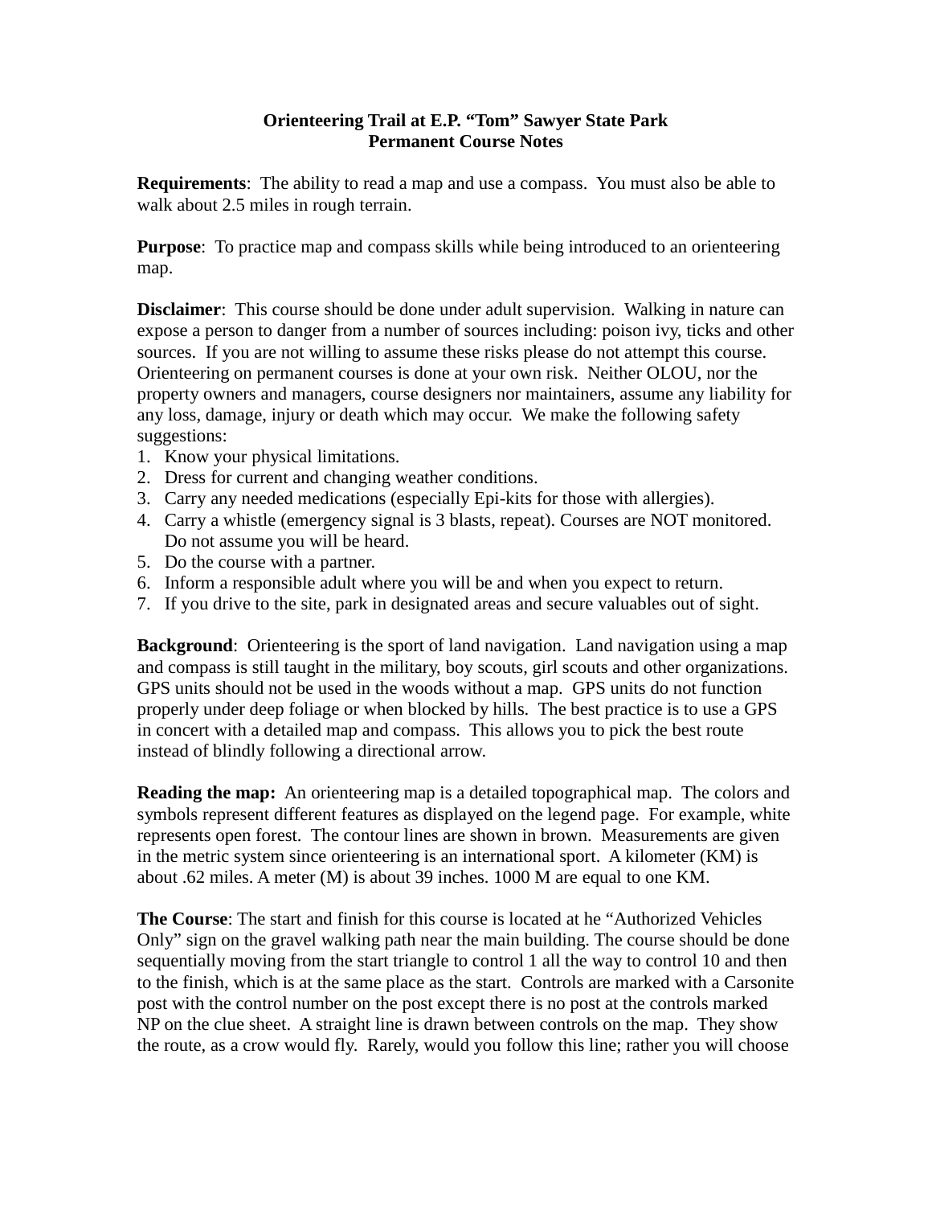**Orienteering Trail at E.P. "Tom" Sawyer State Park**
**Permanent Course Notes**

**Requirements**: The ability to read a map and use a compass. You must also be able to walk about 2.5 miles in rough terrain.

**Purpose**: To practice map and compass skills while being introduced to an orienteering map.

**Disclaimer**: This course should be done under adult supervision. Walking in nature can expose a person to danger from a number of sources including: poison ivy, ticks and other sources. If you are not willing to assume these risks please do not attempt this course. Orienteering on permanent courses is done at your own risk. Neither OLOU, nor the property owners and managers, course designers nor maintainers, assume any liability for any loss, damage, injury or death which may occur. We make the following safety suggestions:

1. Know your physical limitations.
2. Dress for current and changing weather conditions.
3. Carry any needed medications (especially Epi-kits for those with allergies).
4. Carry a whistle (emergency signal is 3 blasts, repeat). Courses are NOT monitored. Do not assume you will be heard.
5. Do the course with a partner.
6. Inform a responsible adult where you will be and when you expect to return.
7. If you drive to the site, park in designated areas and secure valuables out of sight.

**Background**: Orienteering is the sport of land navigation. Land navigation using a map and compass is still taught in the military, boy scouts, girl scouts and other organizations. GPS units should not be used in the woods without a map. GPS units do not function properly under deep foliage or when blocked by hills. The best practice is to use a GPS in concert with a detailed map and compass. This allows you to pick the best route instead of blindly following a directional arrow.

**Reading the map:** An orienteering map is a detailed topographical map. The colors and symbols represent different features as displayed on the legend page. For example, white represents open forest. The contour lines are shown in brown. Measurements are given in the metric system since orienteering is an international sport. A kilometer (KM) is about .62 miles. A meter (M) is about 39 inches. 1000 M are equal to one KM.

**The Course**: The start and finish for this course is located at he "Authorized Vehicles Only" sign on the gravel walking path near the main building. The course should be done sequentially moving from the start triangle to control 1 all the way to control 10 and then to the finish, which is at the same place as the start. Controls are marked with a Carsonite post with the control number on the post except there is no post at the controls marked NP on the clue sheet. A straight line is drawn between controls on the map. They show the route, as a crow would fly. Rarely, would you follow this line; rather you will choose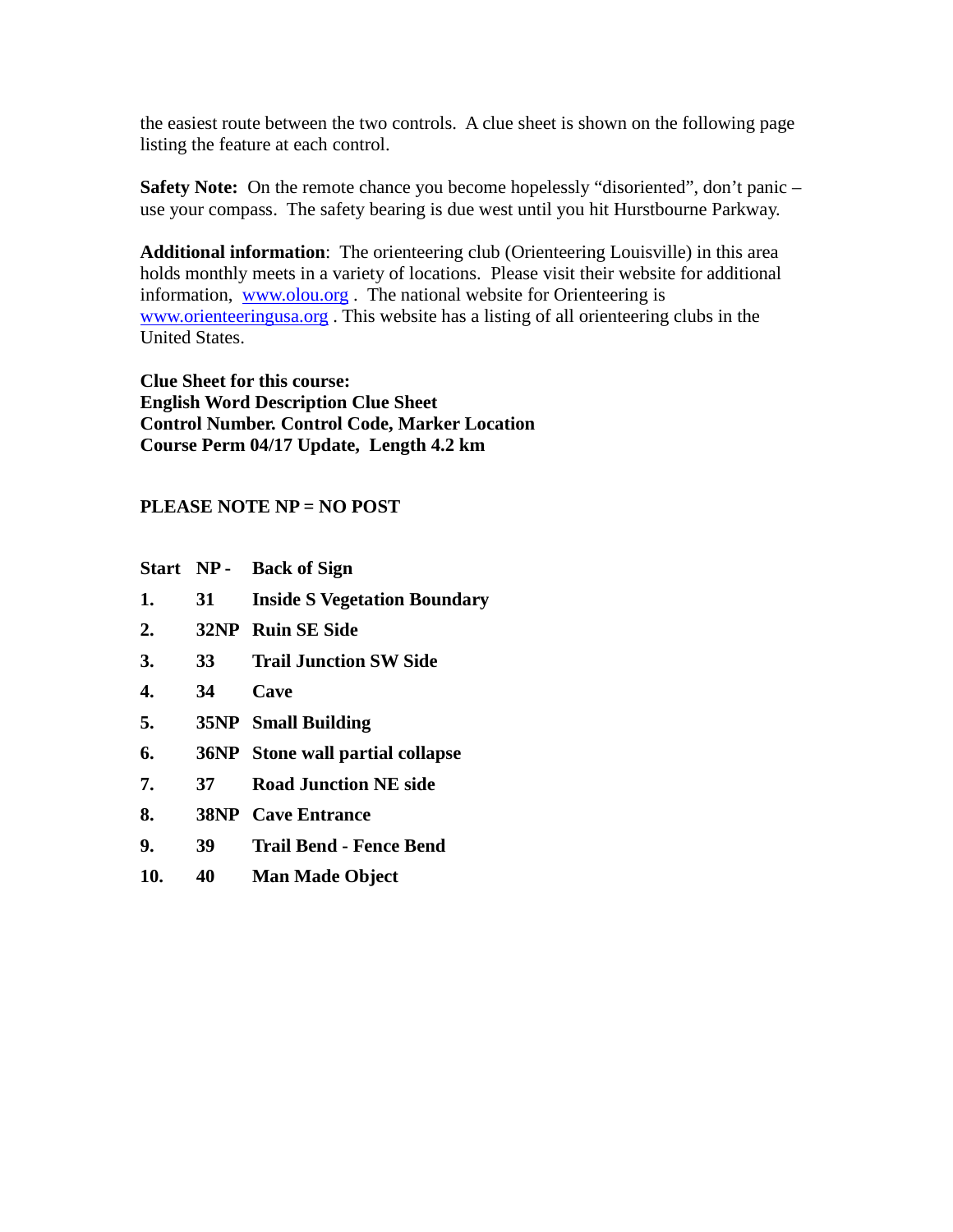the easiest route between the two controls. A clue sheet is shown on the following page listing the feature at each control.

**Safety Note:** On the remote chance you become hopelessly "disoriented", don't panic – use your compass. The safety bearing is due west until you hit Hurstbourne Parkway.

**Additional information**: The orienteering club (Orienteering Louisville) in this area holds monthly meets in a variety of locations. Please visit their website for additional information, www.olou.org . The national website for Orienteering is www.orienteeringusa.org . This website has a listing of all orienteering clubs in the United States.

**Clue Sheet for this course:**
**English Word Description Clue Sheet**
**Control Number. Control Code, Marker Location**
**Course Perm 04/17 Update, Length 4.2 km**

**PLEASE NOTE NP = NO POST**

| | | |
|---|---|---|
| **Start** | **NP -** | **Back of Sign** |
| **1.** | **31** | **Inside S Vegetation Boundary** |
| **2.** | **32NP** | **Ruin SE Side** |
| **3.** | **33** | **Trail Junction SW Side** |
| **4.** | **34** | **Cave** |
| **5.** | **35NP** | **Small Building** |
| **6.** | **36NP** | **Stone wall partial collapse** |
| **7.** | **37** | **Road Junction NE side** |
| **8.** | **38NP** | **Cave Entrance** |
| **9.** | **39** | **Trail Bend - Fence Bend** |
| **10.** | **40** | **Man Made Object** |